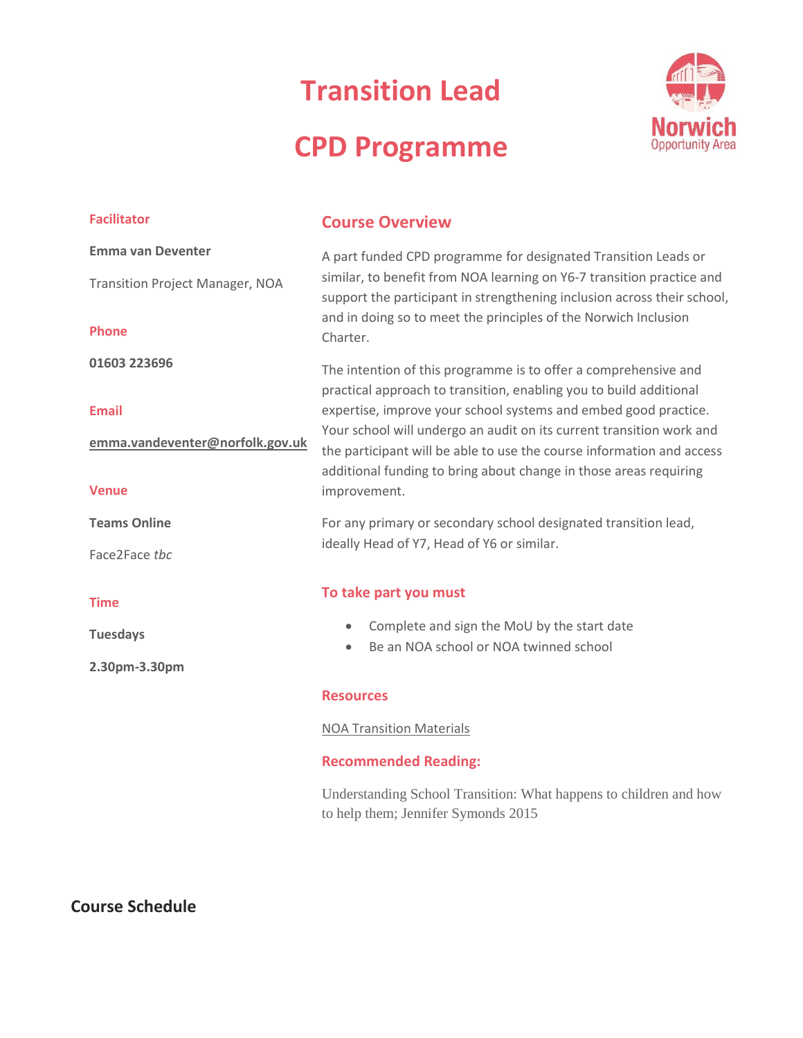# Transition Lead

# CPD Programme

Norwich Opportunity Area

### Facilitator

**Emma van Deventer**

Transition Project Manager, NOA

### Phone

**01603 223696**

### Email

**emma.vandeventer@norfolk.gov.uk**

### Venue

**Teams Online**

Face2Face *tbc*

### Time

**Tuesdays**

**2.30pm-3.30pm**

## Course Overview

A part funded CPD programme for designated Transition Leads or similar, to benefit from NOA learning on Y6-7 transition practice and support the participant in strengthening inclusion across their school, and in doing so to meet the principles of the Norwich Inclusion Charter.

The intention of this programme is to offer a comprehensive and practical approach to transition, enabling you to build additional expertise, improve your school systems and embed good practice. Your school will undergo an audit on its current transition work and the participant will be able to use the course information and access additional funding to bring about change in those areas requiring improvement.

For any primary or secondary school designated transition lead, ideally Head of Y7, Head of Y6 or similar.

### To take part you must

- Complete and sign the MoU by the start date
- Be an NOA school or NOA twinned school

### Resources

NOA Transition Materials

### Recommended Reading:

Understanding School Transition: What happens to children and how to help them; Jennifer Symonds 2015

## Course Schedule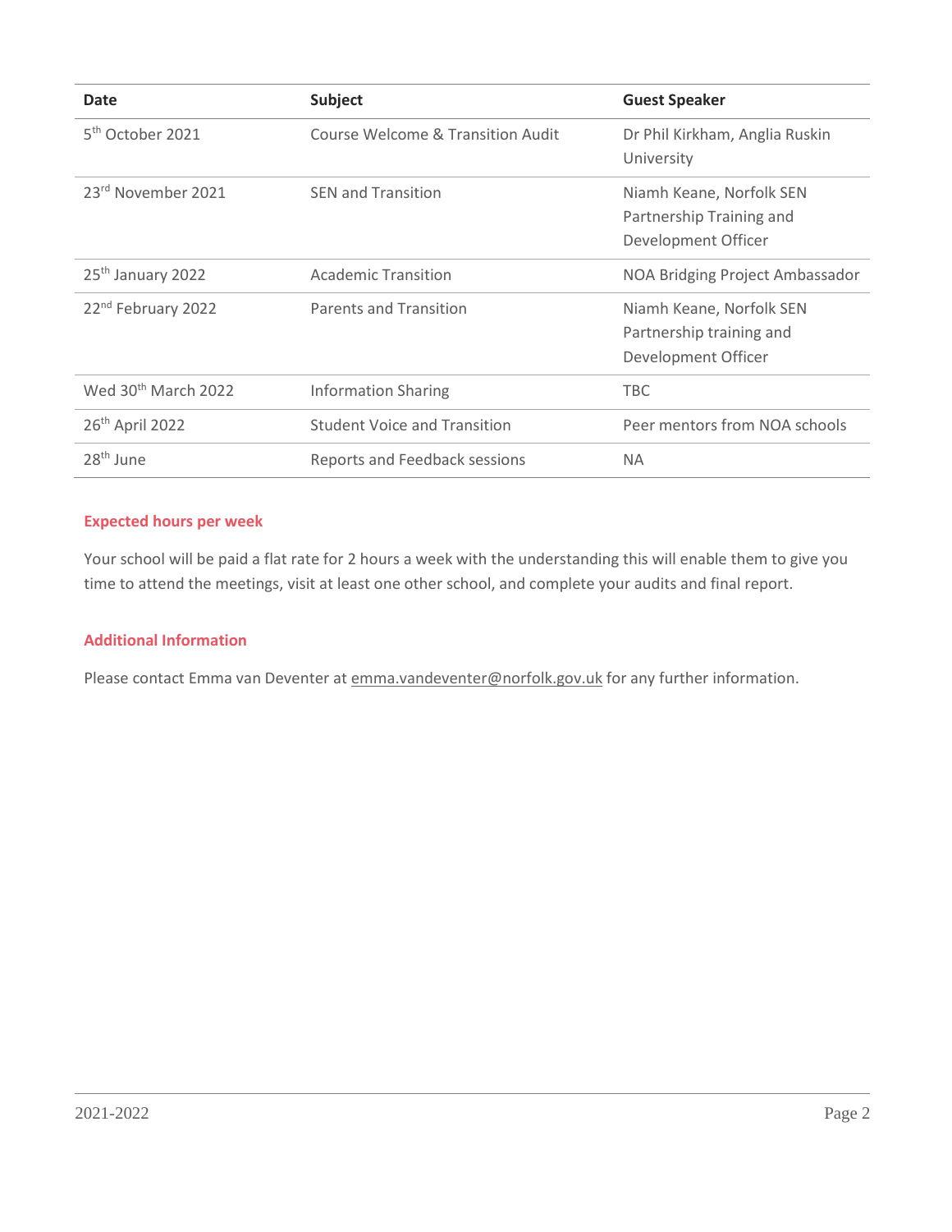| Date | Subject | Guest Speaker |
|---|---|---|
| 5th October 2021 | Course Welcome & Transition Audit | Dr Phil Kirkham, Anglia Ruskin University |
| 23rd November 2021 | SEN and Transition | Niamh Keane, Norfolk SEN Partnership Training and Development Officer |
| 25th January 2022 | Academic Transition | NOA Bridging Project Ambassador |
| 22nd February 2022 | Parents and Transition | Niamh Keane, Norfolk SEN Partnership training and Development Officer |
| Wed 30th March 2022 | Information Sharing | TBC |
| 26th April 2022 | Student Voice and Transition | Peer mentors from NOA schools |
| 28th June | Reports and Feedback sessions | NA |

### Expected hours per week

Your school will be paid a flat rate for 2 hours a week with the understanding this will enable them to give you time to attend the meetings, visit at least one other school, and complete your audits and final report.

### Additional Information

Please contact Emma van Deventer at emma.vandeventer@norfolk.gov.uk for any further information.